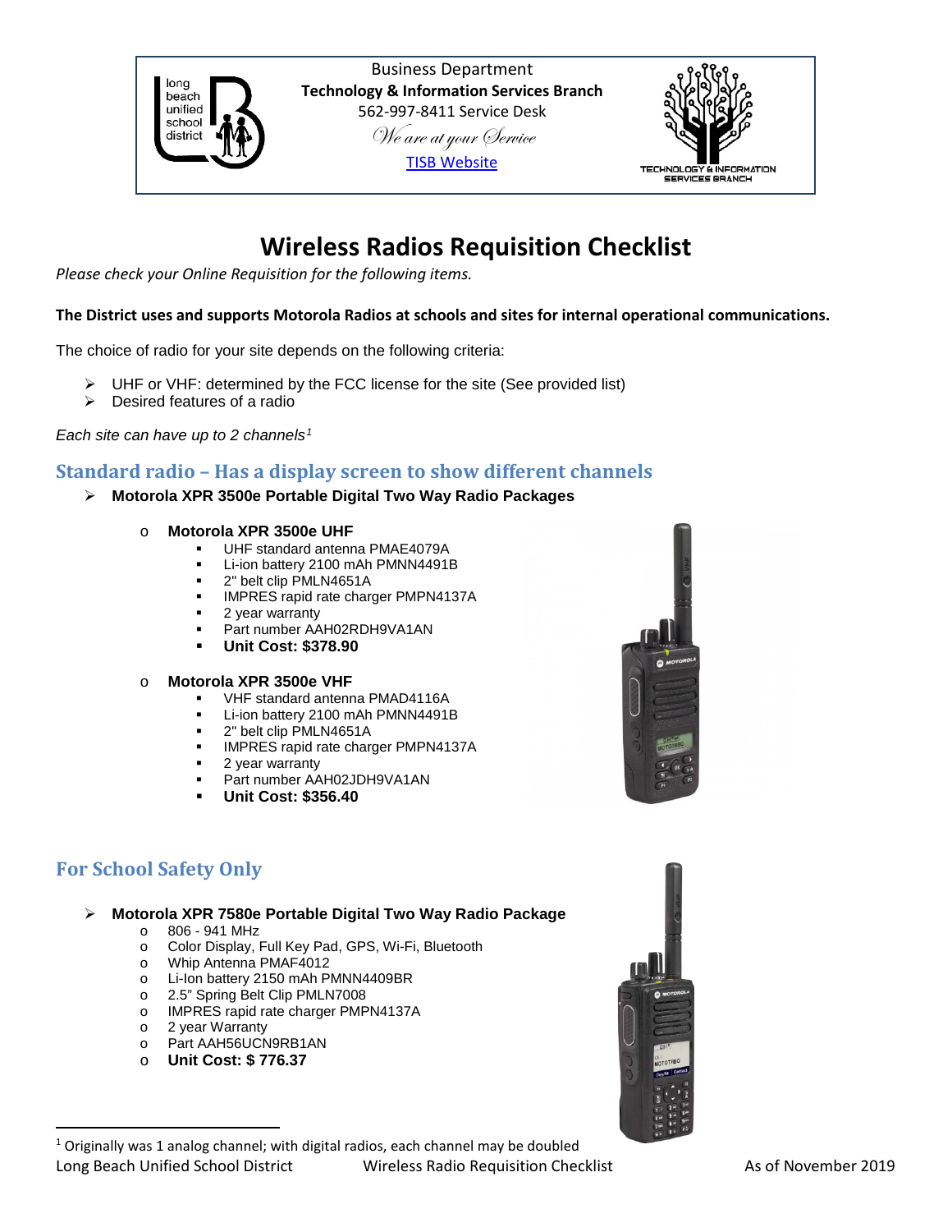Business Department
**Technology & Information Services Branch**
562-997-8411 Service Desk
*We are at your Service*
TISB Website

# Wireless Radios Requisition Checklist

*Please check your Online Requisition for the following items.*

**The District uses and supports Motorola Radios at schools and sites for internal operational communications.**

The choice of radio for your site depends on the following criteria:

- UHF or VHF: determined by the FCC license for the site (See provided list)
- Desired features of a radio

*Each site can have up to 2 channels*[1]

## Standard radio – Has a display screen to show different channels

- **Motorola XPR 3500e Portable Digital Two Way Radio Packages**
  - **Motorola XPR 3500e UHF**
    - UHF standard antenna PMAE4079A
    - Li-ion battery 2100 mAh PMNN4491B
    - 2" belt clip PMLN4651A
    - IMPRES rapid rate charger PMPN4137A
    - 2 year warranty
    - Part number AAH02RDH9VA1AN
    - **Unit Cost: $378.90**
  - **Motorola XPR 3500e VHF**
    - VHF standard antenna PMAD4116A
    - Li-ion battery 2100 mAh PMNN4491B
    - 2" belt clip PMLN4651A
    - IMPRES rapid rate charger PMPN4137A
    - 2 year warranty
    - Part number AAH02JDH9VA1AN
    - **Unit Cost: $356.40**

## For School Safety Only

- **Motorola XPR 7580e Portable Digital Two Way Radio Package**
  - 806 - 941 MHz
  - Color Display, Full Key Pad, GPS, Wi-Fi, Bluetooth
  - Whip Antenna PMAF4012
  - Li-Ion battery 2150 mAh PMNN4409BR
  - 2.5" Spring Belt Clip PMLN7008
  - IMPRES rapid rate charger PMPN4137A
  - 2 year Warranty
  - Part AAH56UCN9RB1AN
  - **Unit Cost: $ 776.37**

[1] Originally was 1 analog channel; with digital radios, each channel may be doubled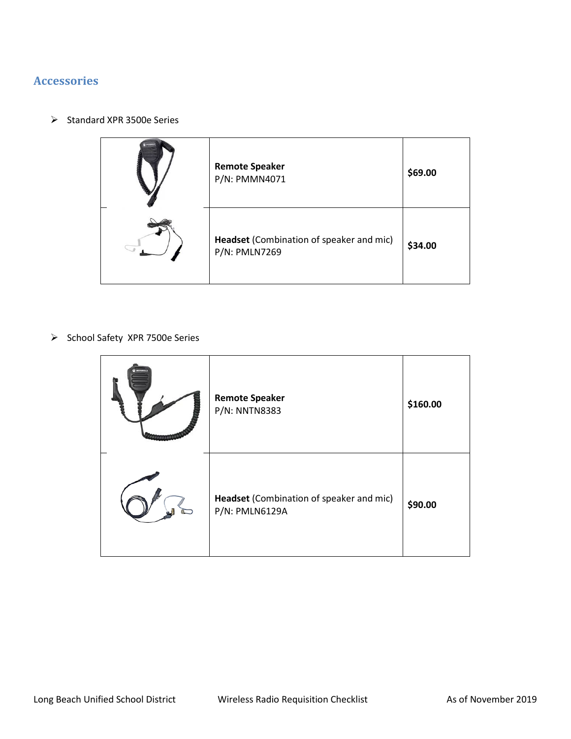## Accessories

- Standard XPR 3500e Series

| | | |
|---|---|---|
| | **Remote Speaker** P/N: PMMN4071 | **$69.00** |
| | **Headset** (Combination of speaker and mic) P/N: PMLN7269 | **$34.00** |

- School Safety XPR 7500e Series

| | | |
|---|---|---|
| | **Remote Speaker** P/N: NNTN8383 | **$160.00** |
| | **Headset** (Combination of speaker and mic) P/N: PMLN6129A | **$90.00** |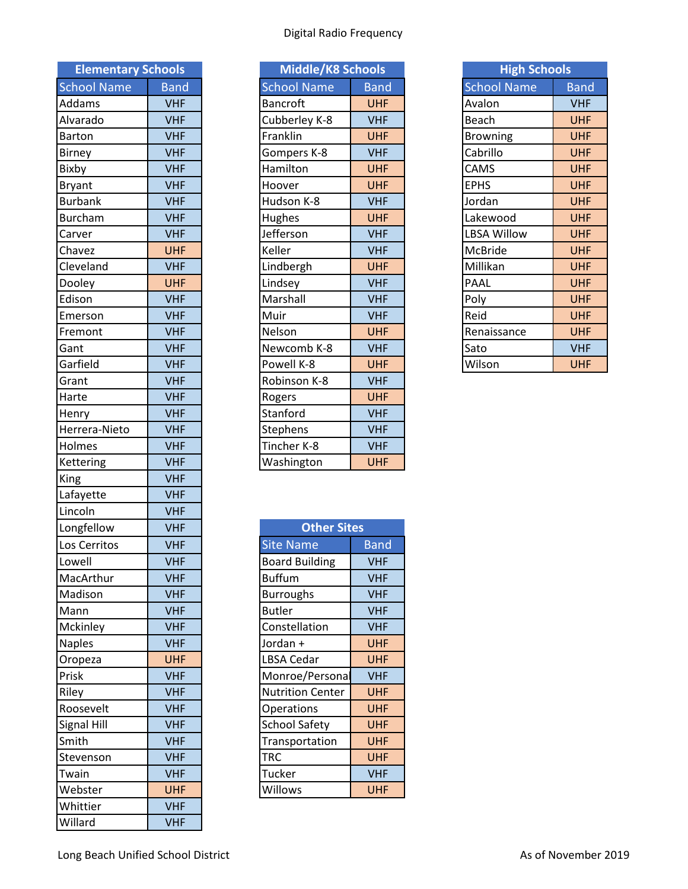# Digital Radio Frequency

## Elementary Schools

| School Name | Band |
|---|---|
| Addams | VHF |
| Alvarado | VHF |
| Barton | VHF |
| Birney | VHF |
| Bixby | VHF |
| Bryant | VHF |
| Burbank | VHF |
| Burcham | VHF |
| Carver | VHF |
| Chavez | UHF |
| Cleveland | VHF |
| Dooley | UHF |
| Edison | VHF |
| Emerson | VHF |
| Fremont | VHF |
| Gant | VHF |
| Garfield | VHF |
| Grant | VHF |
| Harte | VHF |
| Henry | VHF |
| Herrera-Nieto | VHF |
| Holmes | VHF |
| Kettering | VHF |
| King | VHF |
| Lafayette | VHF |
| Lincoln | VHF |
| Longfellow | VHF |
| Los Cerritos | VHF |
| Lowell | VHF |
| MacArthur | VHF |
| Madison | VHF |
| Mann | VHF |
| Mckinley | VHF |
| Naples | VHF |
| Oropeza | UHF |
| Prisk | VHF |
| Riley | VHF |
| Roosevelt | VHF |
| Signal Hill | VHF |
| Smith | VHF |
| Stevenson | VHF |
| Twain | VHF |
| Webster | UHF |
| Whittier | VHF |
| Willard | VHF |

## Middle/K8 Schools

| School Name | Band |
|---|---|
| Bancroft | UHF |
| Cubberley K-8 | VHF |
| Franklin | UHF |
| Gompers K-8 | VHF |
| Hamilton | UHF |
| Hoover | UHF |
| Hudson K-8 | VHF |
| Hughes | UHF |
| Jefferson | VHF |
| Keller | VHF |
| Lindbergh | UHF |
| Lindsey | VHF |
| Marshall | VHF |
| Muir | VHF |
| Nelson | UHF |
| Newcomb K-8 | VHF |
| Powell K-8 | UHF |
| Robinson K-8 | VHF |
| Rogers | UHF |
| Stanford | VHF |
| Stephens | VHF |
| Tincher K-8 | VHF |
| Washington | UHF |

## Other Sites

| Site Name | Band |
|---|---|
| Board Building | VHF |
| Buffum | VHF |
| Burroughs | VHF |
| Butler | VHF |
| Constellation | VHF |
| Jordan + | UHF |
| LBSA Cedar | UHF |
| Monroe/Personal | VHF |
| Nutrition Center | UHF |
| Operations | UHF |
| School Safety | UHF |
| Transportation | UHF |
| TRC | UHF |
| Tucker | VHF |
| Willows | UHF |

## High Schools

| School Name | Band |
|---|---|
| Avalon | VHF |
| Beach | UHF |
| Browning | UHF |
| Cabrillo | UHF |
| CAMS | UHF |
| EPHS | UHF |
| Jordan | UHF |
| Lakewood | UHF |
| LBSA Willow | UHF |
| McBride | UHF |
| Millikan | UHF |
| PAAL | UHF |
| Poly | UHF |
| Reid | UHF |
| Renaissance | UHF |
| Sato | VHF |
| Wilson | UHF |

Long Beach Unified School District

As of November 2019